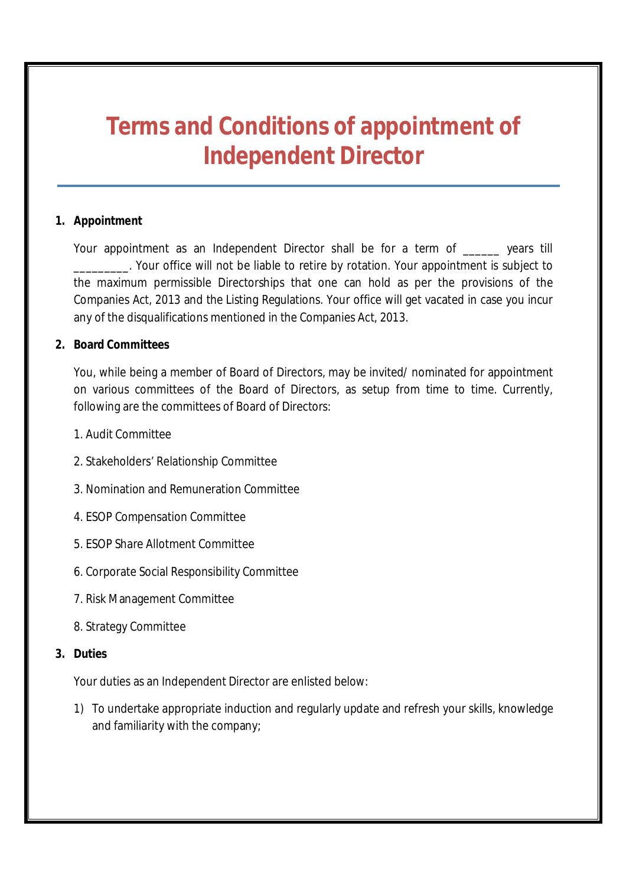# Terms and Conditions of appointment of Independent Director

**1. Appointment**

Your appointment as an Independent Director shall be for a term of ______ years till _________. Your office will not be liable to retire by rotation. Your appointment is subject to the maximum permissible Directorships that one can hold as per the provisions of the Companies Act, 2013 and the Listing Regulations. Your office will get vacated in case you incur any of the disqualifications mentioned in the Companies Act, 2013.

**2. Board Committees**

You, while being a member of Board of Directors, may be invited/ nominated for appointment on various committees of the Board of Directors, as setup from time to time. Currently, following are the committees of Board of Directors:

1. Audit Committee
2. Stakeholders' Relationship Committee
3. Nomination and Remuneration Committee
4. ESOP Compensation Committee
5. ESOP Share Allotment Committee
6. Corporate Social Responsibility Committee
7. Risk Management Committee
8. Strategy Committee

**3. Duties**

Your duties as an Independent Director are enlisted below:

1) To undertake appropriate induction and regularly update and refresh your skills, knowledge and familiarity with the company;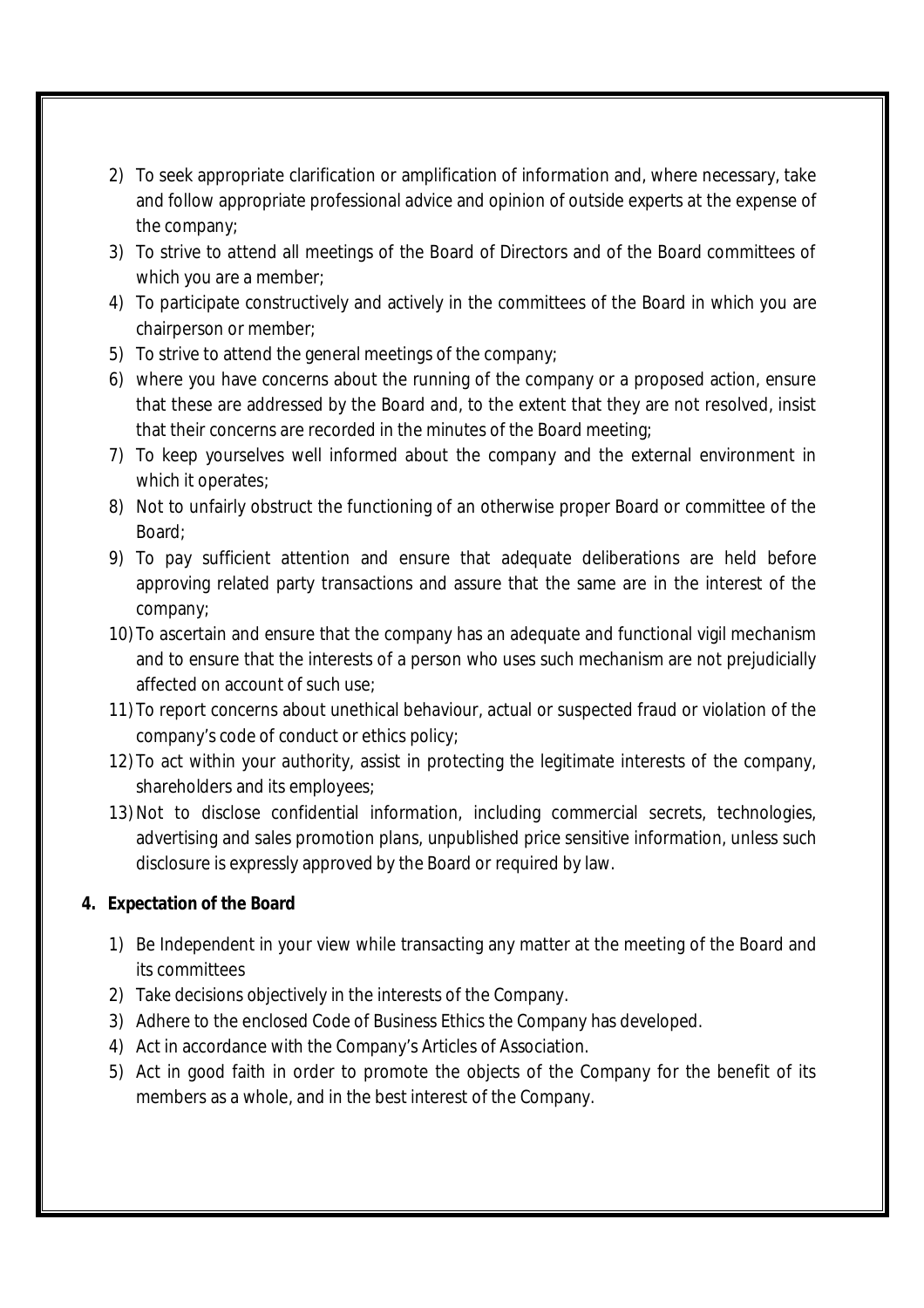2) To seek appropriate clarification or amplification of information and, where necessary, take and follow appropriate professional advice and opinion of outside experts at the expense of the company;
3) To strive to attend all meetings of the Board of Directors and of the Board committees of which you are a member;
4) To participate constructively and actively in the committees of the Board in which you are chairperson or member;
5) To strive to attend the general meetings of the company;
6) where you have concerns about the running of the company or a proposed action, ensure that these are addressed by the Board and, to the extent that they are not resolved, insist that their concerns are recorded in the minutes of the Board meeting;
7) To keep yourselves well informed about the company and the external environment in which it operates;
8) Not to unfairly obstruct the functioning of an otherwise proper Board or committee of the Board;
9) To pay sufficient attention and ensure that adequate deliberations are held before approving related party transactions and assure that the same are in the interest of the company;
10) To ascertain and ensure that the company has an adequate and functional vigil mechanism and to ensure that the interests of a person who uses such mechanism are not prejudicially affected on account of such use;
11) To report concerns about unethical behaviour, actual or suspected fraud or violation of the company's code of conduct or ethics policy;
12) To act within your authority, assist in protecting the legitimate interests of the company, shareholders and its employees;
13) Not to disclose confidential information, including commercial secrets, technologies, advertising and sales promotion plans, unpublished price sensitive information, unless such disclosure is expressly approved by the Board or required by law.

**4. Expectation of the Board**

1) Be Independent in your view while transacting any matter at the meeting of the Board and its committees
2) Take decisions objectively in the interests of the Company.
3) Adhere to the enclosed Code of Business Ethics the Company has developed.
4) Act in accordance with the Company's Articles of Association.
5) Act in good faith in order to promote the objects of the Company for the benefit of its members as a whole, and in the best interest of the Company.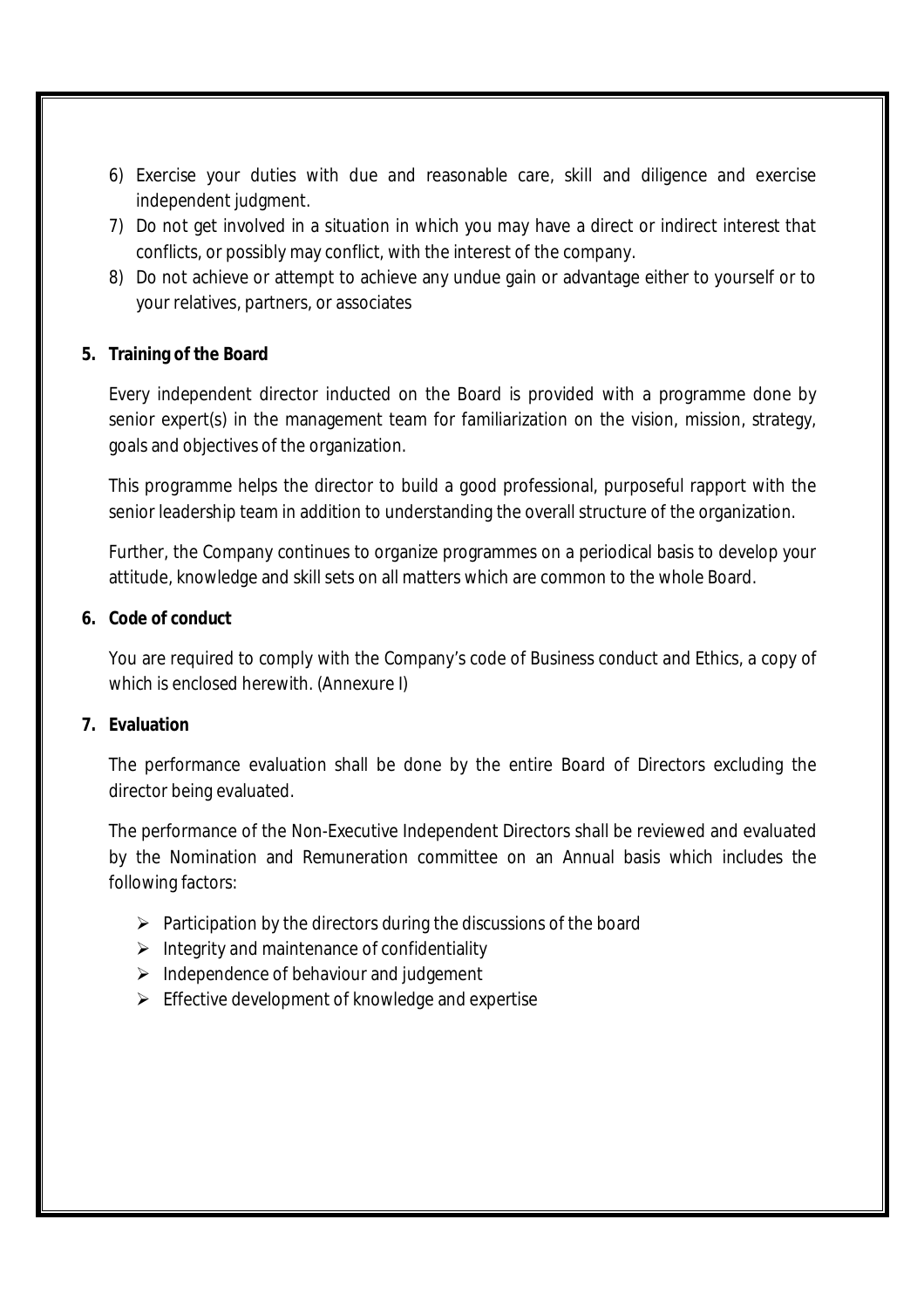6) Exercise your duties with due and reasonable care, skill and diligence and exercise independent judgment.
7) Do not get involved in a situation in which you may have a direct or indirect interest that conflicts, or possibly may conflict, with the interest of the company.
8) Do not achieve or attempt to achieve any undue gain or advantage either to yourself or to your relatives, partners, or associates

**5. Training of the Board**

Every independent director inducted on the Board is provided with a programme done by senior expert(s) in the management team for familiarization on the vision, mission, strategy, goals and objectives of the organization.

This programme helps the director to build a good professional, purposeful rapport with the senior leadership team in addition to understanding the overall structure of the organization.

Further, the Company continues to organize programmes on a periodical basis to develop your attitude, knowledge and skill sets on all matters which are common to the whole Board.

**6. Code of conduct**

You are required to comply with the Company's code of Business conduct and Ethics, a copy of which is enclosed herewith. (Annexure I)

**7. Evaluation**

The performance evaluation shall be done by the entire Board of Directors excluding the director being evaluated.

The performance of the Non-Executive Independent Directors shall be reviewed and evaluated by the Nomination and Remuneration committee on an Annual basis which includes the following factors:

- Participation by the directors during the discussions of the board
- Integrity and maintenance of confidentiality
- Independence of behaviour and judgement
- Effective development of knowledge and expertise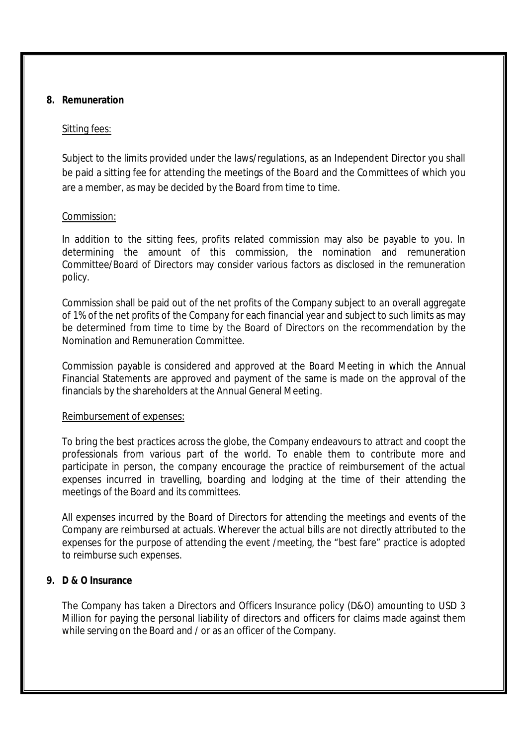**8. Remuneration**

Sitting fees:

Subject to the limits provided under the laws/regulations, as an Independent Director you shall be paid a sitting fee for attending the meetings of the Board and the Committees of which you are a member, as may be decided by the Board from time to time.

Commission:

In addition to the sitting fees, profits related commission may also be payable to you. In determining the amount of this commission, the nomination and remuneration Committee/Board of Directors may consider various factors as disclosed in the remuneration policy.

Commission shall be paid out of the net profits of the Company subject to an overall aggregate of 1% of the net profits of the Company for each financial year and subject to such limits as may be determined from time to time by the Board of Directors on the recommendation by the Nomination and Remuneration Committee.

Commission payable is considered and approved at the Board Meeting in which the Annual Financial Statements are approved and payment of the same is made on the approval of the financials by the shareholders at the Annual General Meeting.

Reimbursement of expenses:

To bring the best practices across the globe, the Company endeavours to attract and coopt the professionals from various part of the world. To enable them to contribute more and participate in person, the company encourage the practice of reimbursement of the actual expenses incurred in travelling, boarding and lodging at the time of their attending the meetings of the Board and its committees.

All expenses incurred by the Board of Directors for attending the meetings and events of the Company are reimbursed at actuals. Wherever the actual bills are not directly attributed to the expenses for the purpose of attending the event /meeting, the "best fare" practice is adopted to reimburse such expenses.

**9. D & O Insurance**

The Company has taken a Directors and Officers Insurance policy (D&O) amounting to USD 3 Million for paying the personal liability of directors and officers for claims made against them while serving on the Board and / or as an officer of the Company.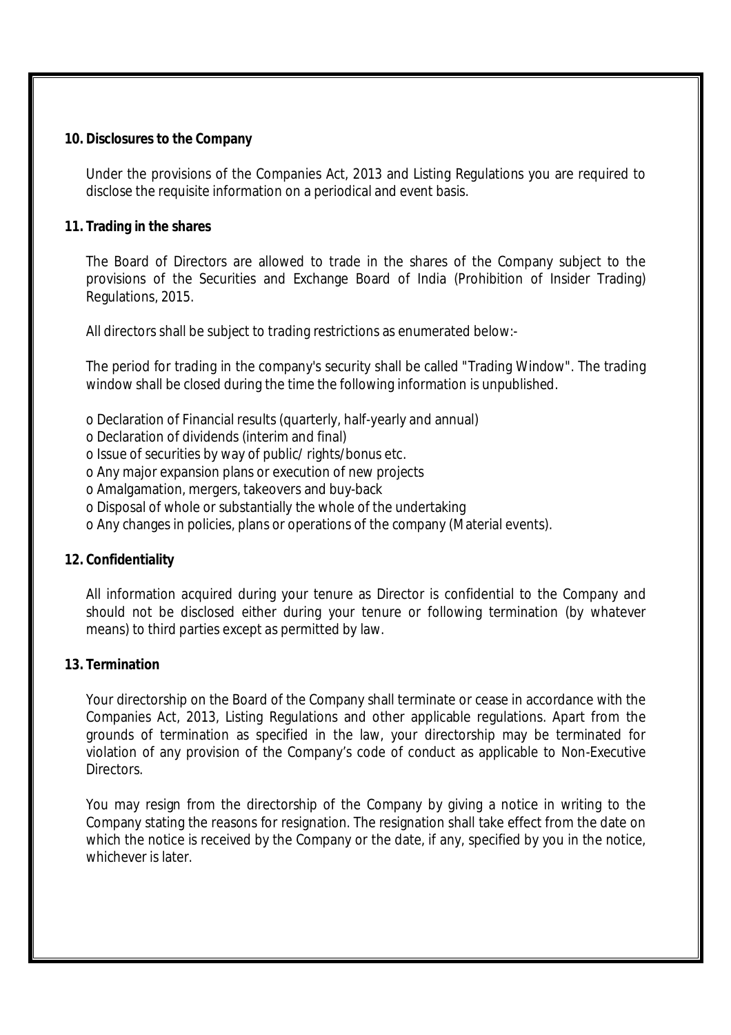**10. Disclosures to the Company**

Under the provisions of the Companies Act, 2013 and Listing Regulations you are required to disclose the requisite information on a periodical and event basis.

**11. Trading in the shares**

The Board of Directors are allowed to trade in the shares of the Company subject to the provisions of the Securities and Exchange Board of India (Prohibition of Insider Trading) Regulations, 2015.

All directors shall be subject to trading restrictions as enumerated below:-

The period for trading in the company's security shall be called "Trading Window". The trading window shall be closed during the time the following information is unpublished.

o Declaration of Financial results (quarterly, half-yearly and annual)
o Declaration of dividends (interim and final)
o Issue of securities by way of public/ rights/bonus etc.
o Any major expansion plans or execution of new projects
o Amalgamation, mergers, takeovers and buy-back
o Disposal of whole or substantially the whole of the undertaking
o Any changes in policies, plans or operations of the company (Material events).

**12. Confidentiality**

All information acquired during your tenure as Director is confidential to the Company and should not be disclosed either during your tenure or following termination (by whatever means) to third parties except as permitted by law.

**13. Termination**

Your directorship on the Board of the Company shall terminate or cease in accordance with the Companies Act, 2013, Listing Regulations and other applicable regulations. Apart from the grounds of termination as specified in the law, your directorship may be terminated for violation of any provision of the Company's code of conduct as applicable to Non-Executive Directors.

You may resign from the directorship of the Company by giving a notice in writing to the Company stating the reasons for resignation. The resignation shall take effect from the date on which the notice is received by the Company or the date, if any, specified by you in the notice, whichever is later.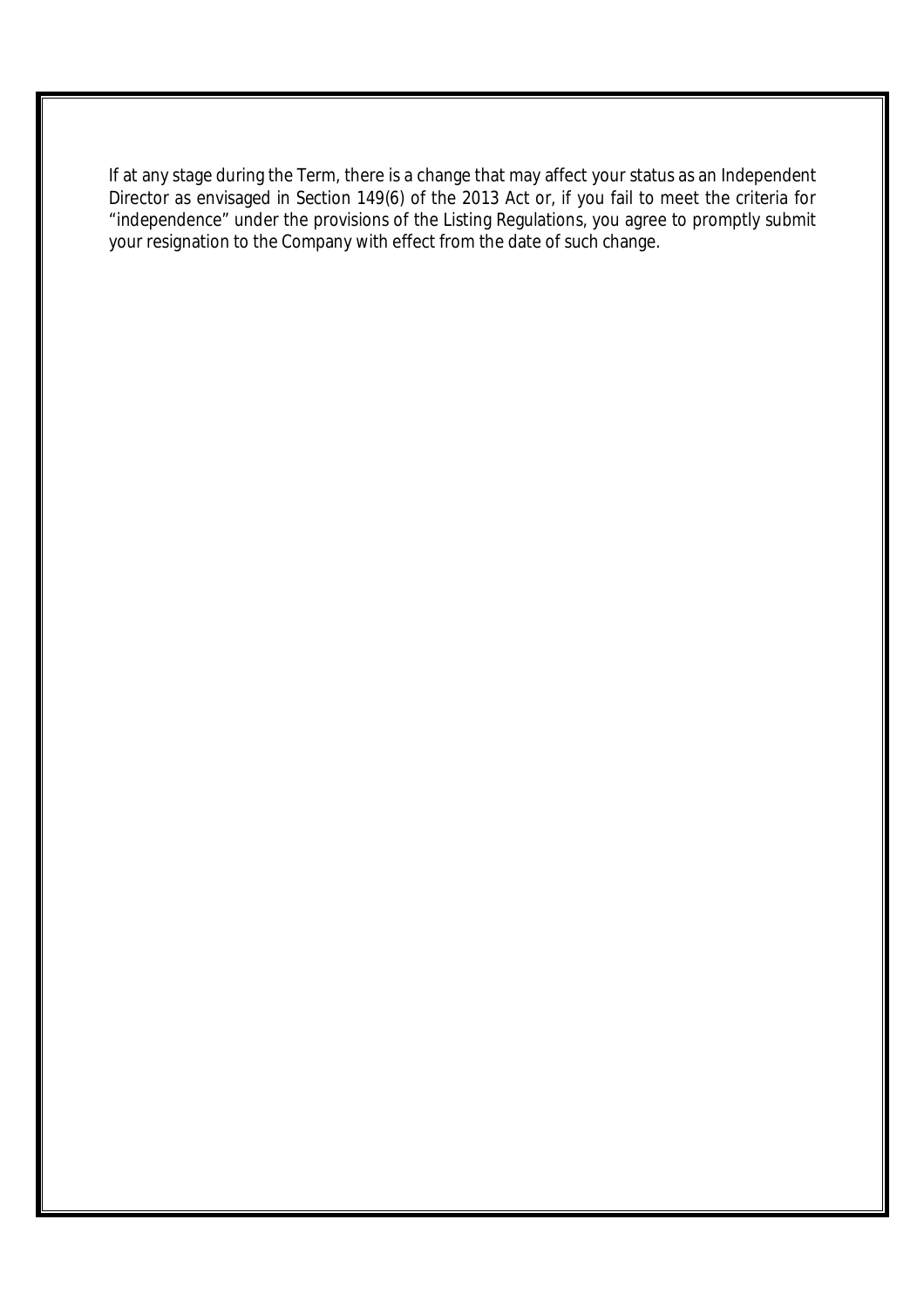If at any stage during the Term, there is a change that may affect your status as an Independent Director as envisaged in Section 149(6) of the 2013 Act or, if you fail to meet the criteria for "independence" under the provisions of the Listing Regulations, you agree to promptly submit your resignation to the Company with effect from the date of such change.